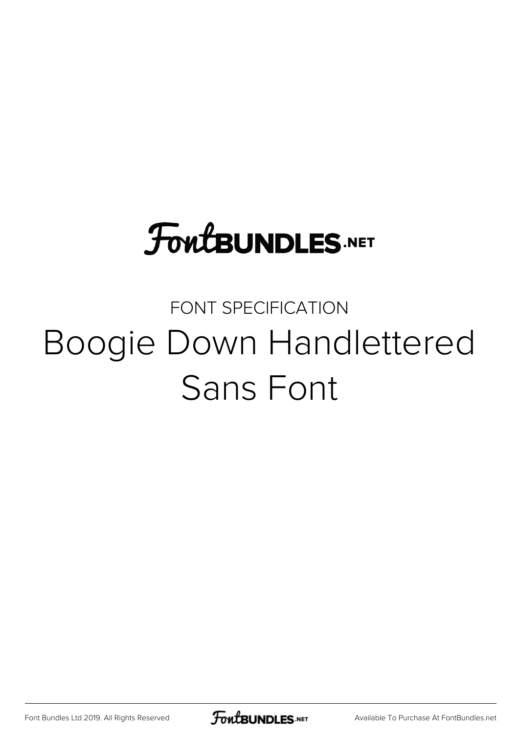FontBUNDLES.NET

FONT SPECIFICATION

# Boogie Down Handlettered Sans Font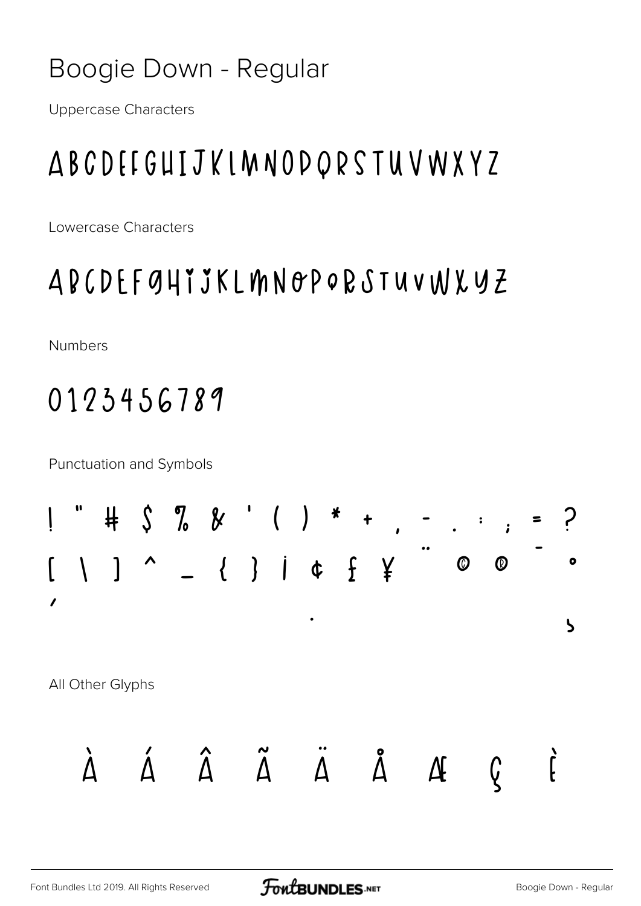# Boogie Down - Regular

Uppercase Characters

ABCDEFGHIJKLMNOPQRSTUVWXYZ

Lowercase Characters

abcdefghijklmnopqrstuvwxyz

Numbers

0123456789

Punctuation and Symbols

! " # $ % & ' ( ) * + , - . : ; = ?
[ \ ] ^ _ { } ¡ ¢ £ ¥ ¨ © ® ¯ °
´ · ¸

All Other Glyphs

À Á Â Ã Ä Å Æ Ç È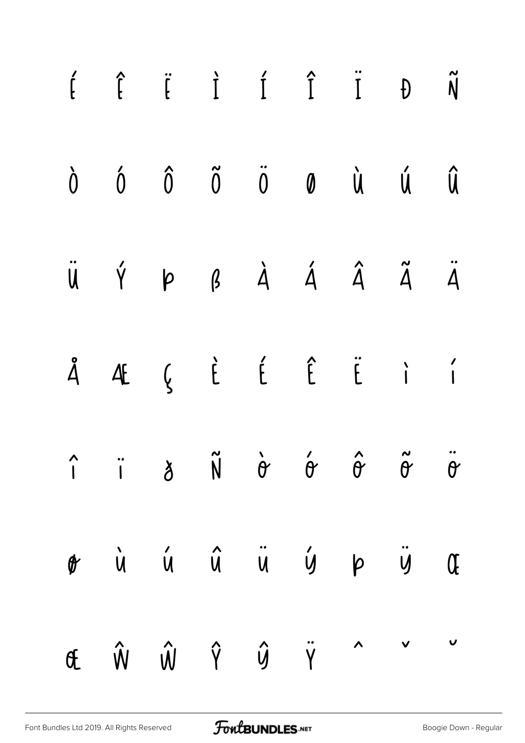Ê Ë Ì Í Î Ï Ð Ñ Ò

Ó Ô Õ Ö Ø Ù Ú Û Ü

Ý Þ ß à á â ã ä å

æ ç è é ê ë ì í î

ï ð ñ ò ó ô õ ö ø

ù ú û ü ý þ ÿ Œ œ

Ŵ ŵ Ŷ ŷ Ÿ ˆ ˇ ˘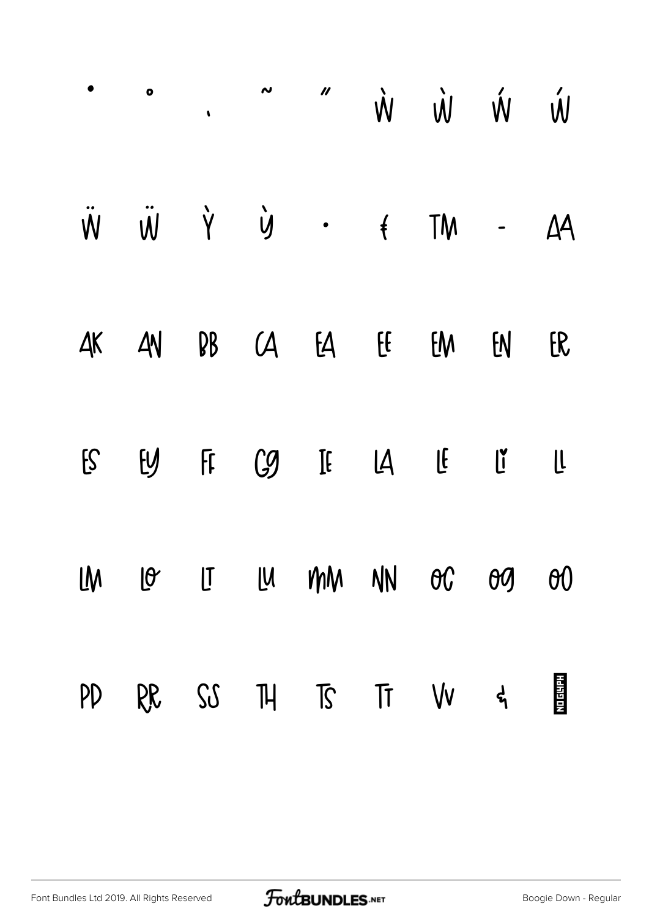• ˚ ¸ ˜ ˝ Ẁ ẁ Ẃ ẃ

Ẅ ẅ Ỳ ỳ · ₹ ™ - AA

AK AN BB CA EA EE EM EN ER

ES EY FF Cg IE LA LE LI LL

LM LO LT LU mM NN OC Og OO

PP RR SS TH TS TT Vv